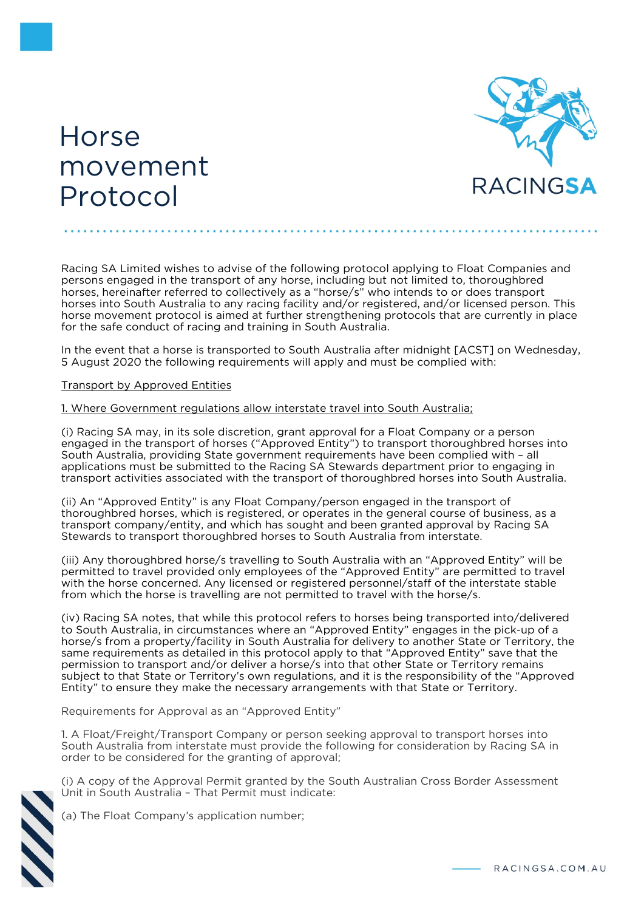# Horse movement Protocol

Racing SA Limited wishes to advise of the following protocol applying to Float Companies and persons engaged in the transport of any horse, including but not limited to, thoroughbred horses, hereinafter referred to collectively as a "horse/s" who intends to or does transport horses into South Australia to any racing facility and/or registered, and/or licensed person. This horse movement protocol is aimed at further strengthening protocols that are currently in place for the safe conduct of racing and training in South Australia.

In the event that a horse is transported to South Australia after midnight [ACST] on Wednesday, 5 August 2020 the following requirements will apply and must be complied with:

<u>Transport by Approved Entities</u>

<u>1. Where Government regulations allow interstate travel into South Australia;</u>

(i) Racing SA may, in its sole discretion, grant approval for a Float Company or a person engaged in the transport of horses ("Approved Entity") to transport thoroughbred horses into South Australia, providing State government requirements have been complied with – all applications must be submitted to the Racing SA Stewards department prior to engaging in transport activities associated with the transport of thoroughbred horses into South Australia.

(ii) An "Approved Entity" is any Float Company/person engaged in the transport of thoroughbred horses, which is registered, or operates in the general course of business, as a transport company/entity, and which has sought and been granted approval by Racing SA Stewards to transport thoroughbred horses to South Australia from interstate.

(iii) Any thoroughbred horse/s travelling to South Australia with an "Approved Entity" will be permitted to travel provided only employees of the "Approved Entity" are permitted to travel with the horse concerned. Any licensed or registered personnel/staff of the interstate stable from which the horse is travelling are not permitted to travel with the horse/s.

(iv) Racing SA notes, that while this protocol refers to horses being transported into/delivered to South Australia, in circumstances where an "Approved Entity" engages in the pick-up of a horse/s from a property/facility in South Australia for delivery to another State or Territory, the same requirements as detailed in this protocol apply to that "Approved Entity" save that the permission to transport and/or deliver a horse/s into that other State or Territory remains subject to that State or Territory's own regulations, and it is the responsibility of the "Approved Entity" to ensure they make the necessary arrangements with that State or Territory.

Requirements for Approval as an "Approved Entity"

1. A Float/Freight/Transport Company or person seeking approval to transport horses into South Australia from interstate must provide the following for consideration by Racing SA in order to be considered for the granting of approval;

(i) A copy of the Approval Permit granted by the South Australian Cross Border Assessment Unit in South Australia – That Permit must indicate:

(a) The Float Company's application number;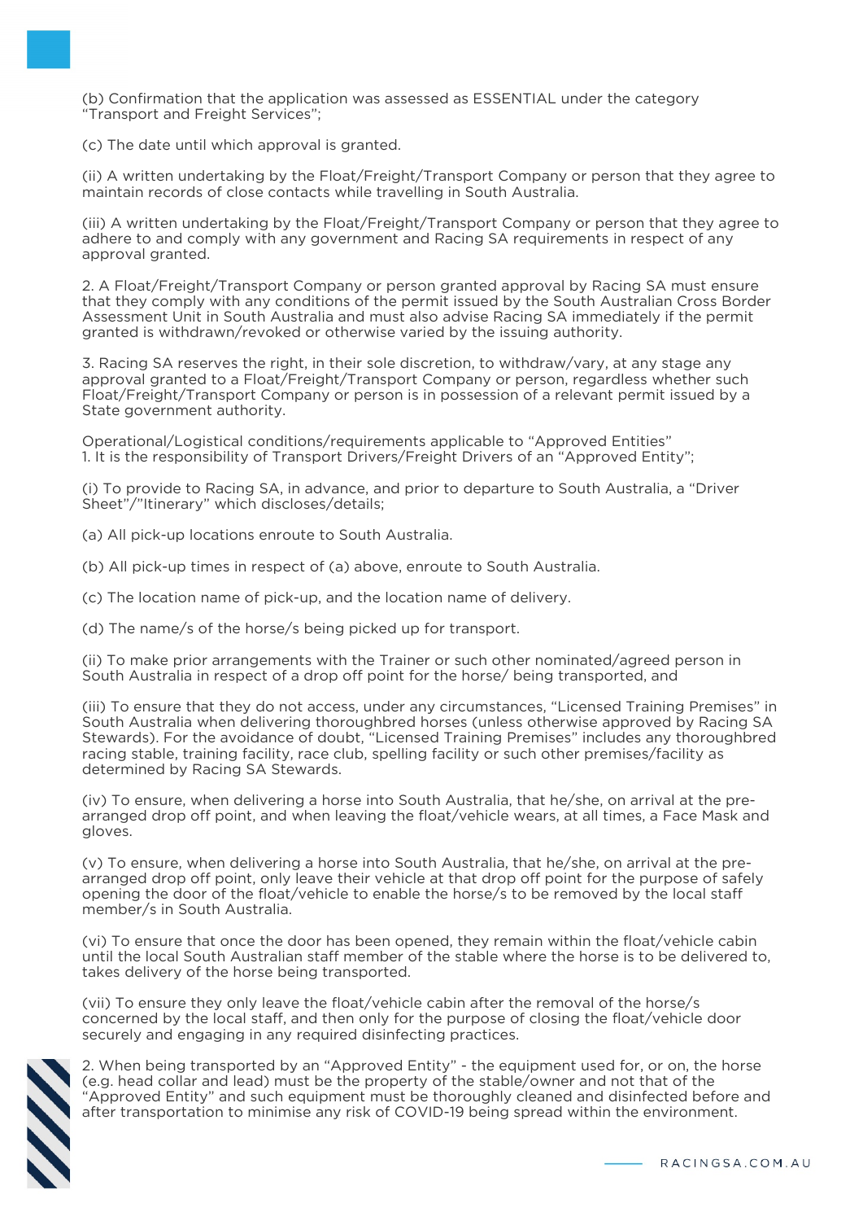(b) Confirmation that the application was assessed as ESSENTIAL under the category "Transport and Freight Services";

(c) The date until which approval is granted.

(ii) A written undertaking by the Float/Freight/Transport Company or person that they agree to maintain records of close contacts while travelling in South Australia.

(iii) A written undertaking by the Float/Freight/Transport Company or person that they agree to adhere to and comply with any government and Racing SA requirements in respect of any approval granted.

2. A Float/Freight/Transport Company or person granted approval by Racing SA must ensure that they comply with any conditions of the permit issued by the South Australian Cross Border Assessment Unit in South Australia and must also advise Racing SA immediately if the permit granted is withdrawn/revoked or otherwise varied by the issuing authority.

3. Racing SA reserves the right, in their sole discretion, to withdraw/vary, at any stage any approval granted to a Float/Freight/Transport Company or person, regardless whether such Float/Freight/Transport Company or person is in possession of a relevant permit issued by a State government authority.

Operational/Logistical conditions/requirements applicable to "Approved Entities"
1. It is the responsibility of Transport Drivers/Freight Drivers of an "Approved Entity";

(i) To provide to Racing SA, in advance, and prior to departure to South Australia, a "Driver Sheet"/"Itinerary" which discloses/details;

(a) All pick-up locations enroute to South Australia.

(b) All pick-up times in respect of (a) above, enroute to South Australia.

(c) The location name of pick-up, and the location name of delivery.

(d) The name/s of the horse/s being picked up for transport.

(ii) To make prior arrangements with the Trainer or such other nominated/agreed person in South Australia in respect of a drop off point for the horse/ being transported, and

(iii) To ensure that they do not access, under any circumstances, "Licensed Training Premises" in South Australia when delivering thoroughbred horses (unless otherwise approved by Racing SA Stewards). For the avoidance of doubt, "Licensed Training Premises" includes any thoroughbred racing stable, training facility, race club, spelling facility or such other premises/facility as determined by Racing SA Stewards.

(iv) To ensure, when delivering a horse into South Australia, that he/she, on arrival at the pre-arranged drop off point, and when leaving the float/vehicle wears, at all times, a Face Mask and gloves.

(v) To ensure, when delivering a horse into South Australia, that he/she, on arrival at the pre-arranged drop off point, only leave their vehicle at that drop off point for the purpose of safely opening the door of the float/vehicle to enable the horse/s to be removed by the local staff member/s in South Australia.

(vi) To ensure that once the door has been opened, they remain within the float/vehicle cabin until the local South Australian staff member of the stable where the horse is to be delivered to, takes delivery of the horse being transported.

(vii) To ensure they only leave the float/vehicle cabin after the removal of the horse/s concerned by the local staff, and then only for the purpose of closing the float/vehicle door securely and engaging in any required disinfecting practices.

2. When being transported by an "Approved Entity" - the equipment used for, or on, the horse (e.g. head collar and lead) must be the property of the stable/owner and not that of the "Approved Entity" and such equipment must be thoroughly cleaned and disinfected before and after transportation to minimise any risk of COVID-19 being spread within the environment.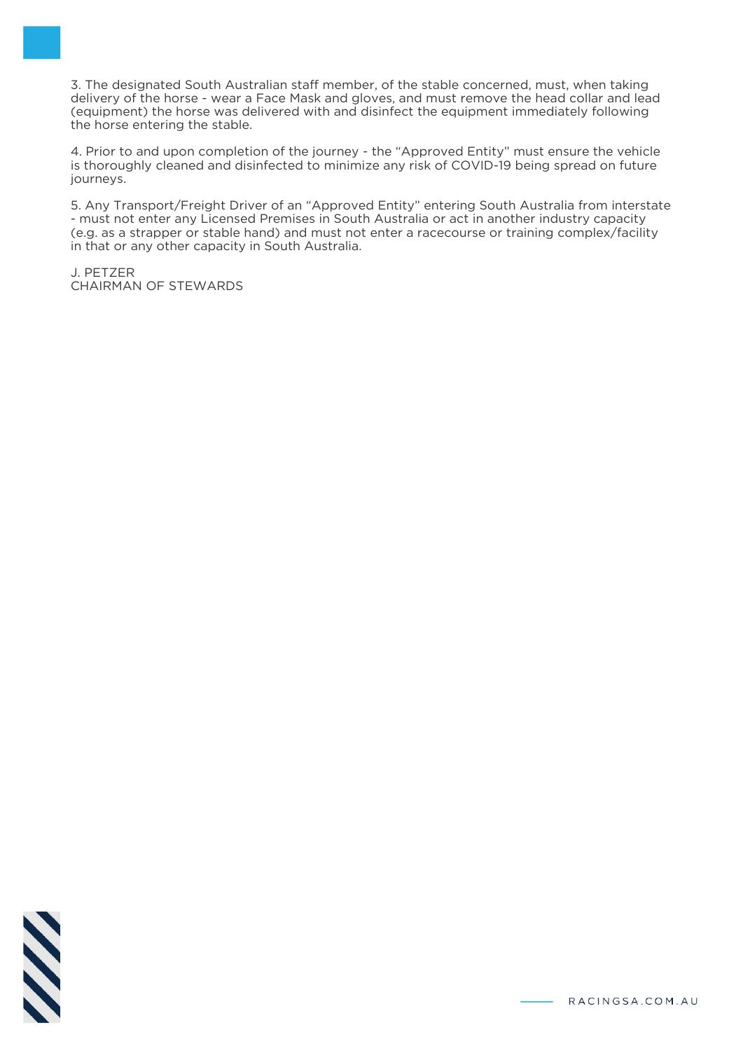3. The designated South Australian staff member, of the stable concerned, must, when taking delivery of the horse - wear a Face Mask and gloves, and must remove the head collar and lead (equipment) the horse was delivered with and disinfect the equipment immediately following the horse entering the stable.

4. Prior to and upon completion of the journey - the “Approved Entity” must ensure the vehicle is thoroughly cleaned and disinfected to minimize any risk of COVID-19 being spread on future journeys.

5. Any Transport/Freight Driver of an “Approved Entity” entering South Australia from interstate - must not enter any Licensed Premises in South Australia or act in another industry capacity (e.g. as a strapper or stable hand) and must not enter a racecourse or training complex/facility in that or any other capacity in South Australia.

J. PETZER
CHAIRMAN OF STEWARDS